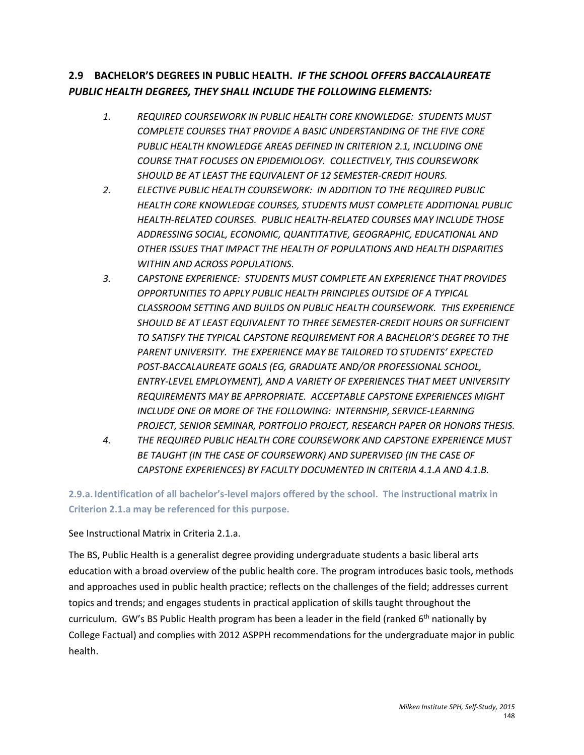## 2.9 BACHELOR'S DEGREES IN PUBLIC HEALTH. *IF THE SCHOOL OFFERS BACCALAUREATE PUBLIC HEALTH DEGREES, THEY SHALL INCLUDE THE FOLLOWING ELEMENTS:*

1. *REQUIRED COURSEWORK IN PUBLIC HEALTH CORE KNOWLEDGE: STUDENTS MUST COMPLETE COURSES THAT PROVIDE A BASIC UNDERSTANDING OF THE FIVE CORE PUBLIC HEALTH KNOWLEDGE AREAS DEFINED IN CRITERION 2.1, INCLUDING ONE COURSE THAT FOCUSES ON EPIDEMIOLOGY. COLLECTIVELY, THIS COURSEWORK SHOULD BE AT LEAST THE EQUIVALENT OF 12 SEMESTER-CREDIT HOURS.*
2. *ELECTIVE PUBLIC HEALTH COURSEWORK: IN ADDITION TO THE REQUIRED PUBLIC HEALTH CORE KNOWLEDGE COURSES, STUDENTS MUST COMPLETE ADDITIONAL PUBLIC HEALTH-RELATED COURSES. PUBLIC HEALTH-RELATED COURSES MAY INCLUDE THOSE ADDRESSING SOCIAL, ECONOMIC, QUANTITATIVE, GEOGRAPHIC, EDUCATIONAL AND OTHER ISSUES THAT IMPACT THE HEALTH OF POPULATIONS AND HEALTH DISPARITIES WITHIN AND ACROSS POPULATIONS.*
3. *CAPSTONE EXPERIENCE: STUDENTS MUST COMPLETE AN EXPERIENCE THAT PROVIDES OPPORTUNITIES TO APPLY PUBLIC HEALTH PRINCIPLES OUTSIDE OF A TYPICAL CLASSROOM SETTING AND BUILDS ON PUBLIC HEALTH COURSEWORK. THIS EXPERIENCE SHOULD BE AT LEAST EQUIVALENT TO THREE SEMESTER-CREDIT HOURS OR SUFFICIENT TO SATISFY THE TYPICAL CAPSTONE REQUIREMENT FOR A BACHELOR'S DEGREE TO THE PARENT UNIVERSITY. THE EXPERIENCE MAY BE TAILORED TO STUDENTS' EXPECTED POST-BACCALAUREATE GOALS (EG, GRADUATE AND/OR PROFESSIONAL SCHOOL, ENTRY-LEVEL EMPLOYMENT), AND A VARIETY OF EXPERIENCES THAT MEET UNIVERSITY REQUIREMENTS MAY BE APPROPRIATE. ACCEPTABLE CAPSTONE EXPERIENCES MIGHT INCLUDE ONE OR MORE OF THE FOLLOWING: INTERNSHIP, SERVICE-LEARNING PROJECT, SENIOR SEMINAR, PORTFOLIO PROJECT, RESEARCH PAPER OR HONORS THESIS.*
4. *THE REQUIRED PUBLIC HEALTH CORE COURSEWORK AND CAPSTONE EXPERIENCE MUST BE TAUGHT (IN THE CASE OF COURSEWORK) AND SUPERVISED (IN THE CASE OF CAPSTONE EXPERIENCES) BY FACULTY DOCUMENTED IN CRITERIA 4.1.A AND 4.1.B.*

**2.9.a. Identification of all bachelor's-level majors offered by the school. The instructional matrix in Criterion 2.1.a may be referenced for this purpose.**

See Instructional Matrix in Criteria 2.1.a.

The BS, Public Health is a generalist degree providing undergraduate students a basic liberal arts education with a broad overview of the public health core. The program introduces basic tools, methods and approaches used in public health practice; reflects on the challenges of the field; addresses current topics and trends; and engages students in practical application of skills taught throughout the curriculum. GW's BS Public Health program has been a leader in the field (ranked 6th nationally by College Factual) and complies with 2012 ASPPH recommendations for the undergraduate major in public health.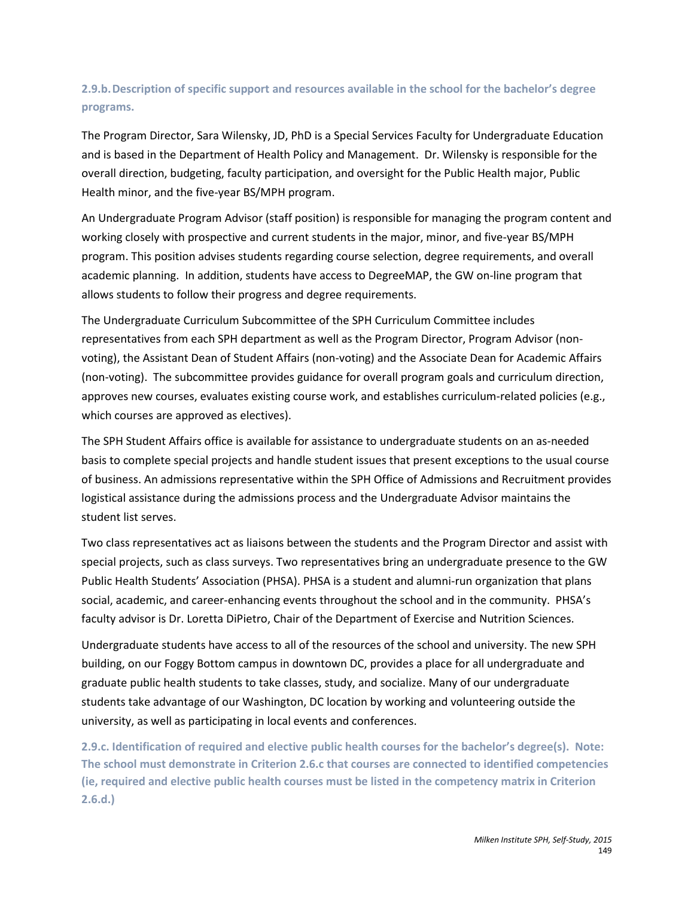### 2.9.b. Description of specific support and resources available in the school for the bachelor's degree programs.

The Program Director, Sara Wilensky, JD, PhD is a Special Services Faculty for Undergraduate Education and is based in the Department of Health Policy and Management. Dr. Wilensky is responsible for the overall direction, budgeting, faculty participation, and oversight for the Public Health major, Public Health minor, and the five-year BS/MPH program.

An Undergraduate Program Advisor (staff position) is responsible for managing the program content and working closely with prospective and current students in the major, minor, and five-year BS/MPH program. This position advises students regarding course selection, degree requirements, and overall academic planning. In addition, students have access to DegreeMAP, the GW on-line program that allows students to follow their progress and degree requirements.

The Undergraduate Curriculum Subcommittee of the SPH Curriculum Committee includes representatives from each SPH department as well as the Program Director, Program Advisor (non-voting), the Assistant Dean of Student Affairs (non-voting) and the Associate Dean for Academic Affairs (non-voting). The subcommittee provides guidance for overall program goals and curriculum direction, approves new courses, evaluates existing course work, and establishes curriculum-related policies (e.g., which courses are approved as electives).

The SPH Student Affairs office is available for assistance to undergraduate students on an as-needed basis to complete special projects and handle student issues that present exceptions to the usual course of business. An admissions representative within the SPH Office of Admissions and Recruitment provides logistical assistance during the admissions process and the Undergraduate Advisor maintains the student list serves.

Two class representatives act as liaisons between the students and the Program Director and assist with special projects, such as class surveys. Two representatives bring an undergraduate presence to the GW Public Health Students' Association (PHSA). PHSA is a student and alumni-run organization that plans social, academic, and career-enhancing events throughout the school and in the community. PHSA's faculty advisor is Dr. Loretta DiPietro, Chair of the Department of Exercise and Nutrition Sciences.

Undergraduate students have access to all of the resources of the school and university. The new SPH building, on our Foggy Bottom campus in downtown DC, provides a place for all undergraduate and graduate public health students to take classes, study, and socialize. Many of our undergraduate students take advantage of our Washington, DC location by working and volunteering outside the university, as well as participating in local events and conferences.

### 2.9.c. Identification of required and elective public health courses for the bachelor's degree(s). Note: The school must demonstrate in Criterion 2.6.c that courses are connected to identified competencies (ie, required and elective public health courses must be listed in the competency matrix in Criterion 2.6.d.)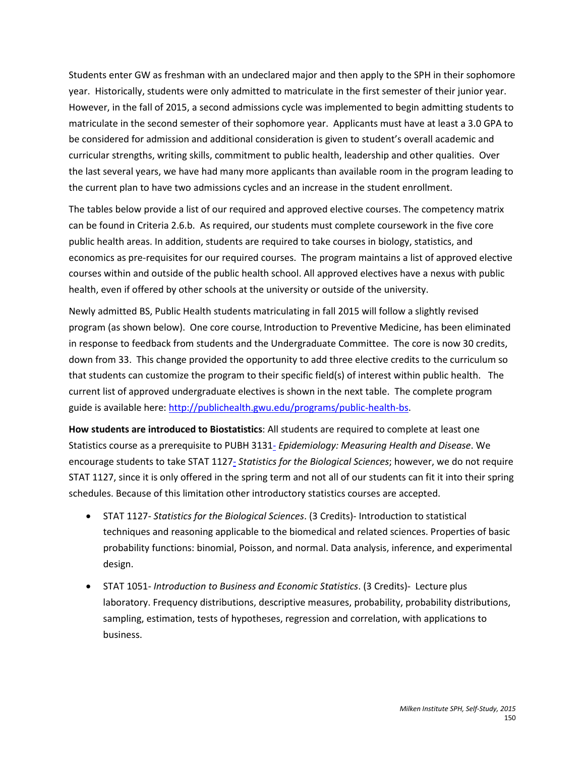Students enter GW as freshman with an undeclared major and then apply to the SPH in their sophomore year. Historically, students were only admitted to matriculate in the first semester of their junior year. However, in the fall of 2015, a second admissions cycle was implemented to begin admitting students to matriculate in the second semester of their sophomore year. Applicants must have at least a 3.0 GPA to be considered for admission and additional consideration is given to student's overall academic and curricular strengths, writing skills, commitment to public health, leadership and other qualities. Over the last several years, we have had many more applicants than available room in the program leading to the current plan to have two admissions cycles and an increase in the student enrollment.

The tables below provide a list of our required and approved elective courses. The competency matrix can be found in Criteria 2.6.b. As required, our students must complete coursework in the five core public health areas. In addition, students are required to take courses in biology, statistics, and economics as pre-requisites for our required courses. The program maintains a list of approved elective courses within and outside of the public health school. All approved electives have a nexus with public health, even if offered by other schools at the university or outside of the university.

Newly admitted BS, Public Health students matriculating in fall 2015 will follow a slightly revised program (as shown below). One core course, Introduction to Preventive Medicine, has been eliminated in response to feedback from students and the Undergraduate Committee. The core is now 30 credits, down from 33. This change provided the opportunity to add three elective credits to the curriculum so that students can customize the program to their specific field(s) of interest within public health. The current list of approved undergraduate electives is shown in the next table. The complete program guide is available here: [http://publichealth.gwu.edu/programs/public-health-bs](http://publichealth.gwu.edu/programs/public-health-bs).

**How students are introduced to Biostatistics**: All students are required to complete at least one Statistics course as a prerequisite to PUBH 3131- *Epidemiology: Measuring Health and Disease*. We encourage students to take STAT 1127- *Statistics for the Biological Sciences*; however, we do not require STAT 1127, since it is only offered in the spring term and not all of our students can fit it into their spring schedules. Because of this limitation other introductory statistics courses are accepted.

- STAT 1127- *Statistics for the Biological Sciences*. (3 Credits)- Introduction to statistical techniques and reasoning applicable to the biomedical and related sciences. Properties of basic probability functions: binomial, Poisson, and normal. Data analysis, inference, and experimental design.
- STAT 1051- *Introduction to Business and Economic Statistics*. (3 Credits)- Lecture plus laboratory. Frequency distributions, descriptive measures, probability, probability distributions, sampling, estimation, tests of hypotheses, regression and correlation, with applications to business.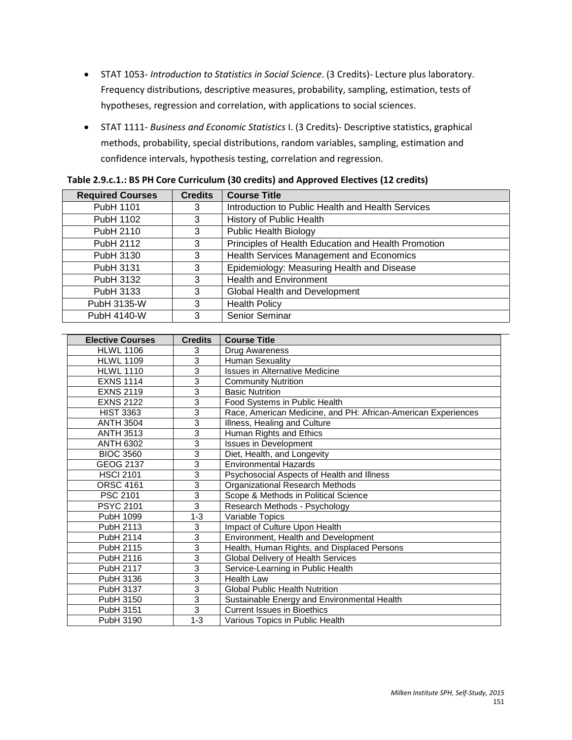- STAT 1053- *Introduction to Statistics in Social Science*. (3 Credits)- Lecture plus laboratory. Frequency distributions, descriptive measures, probability, sampling, estimation, tests of hypotheses, regression and correlation, with applications to social sciences.

- STAT 1111- *Business and Economic Statistics* I. (3 Credits)- Descriptive statistics, graphical methods, probability, special distributions, random variables, sampling, estimation and confidence intervals, hypothesis testing, correlation and regression.

**Table 2.9.c.1.: BS PH Core Curriculum (30 credits) and Approved Electives (12 credits)**

| Required Courses | Credits | Course Title |
|---|---|---|
| PubH 1101 | 3 | Introduction to Public Health and Health Services |
| PubH 1102 | 3 | History of Public Health |
| PubH 2110 | 3 | Public Health Biology |
| PubH 2112 | 3 | Principles of Health Education and Health Promotion |
| PubH 3130 | 3 | Health Services Management and Economics |
| PubH 3131 | 3 | Epidemiology: Measuring Health and Disease |
| PubH 3132 | 3 | Health and Environment |
| PubH 3133 | 3 | Global Health and Development |
| PubH 3135-W | 3 | Health Policy |
| PubH 4140-W | 3 | Senior Seminar |

| Elective Courses | Credits | Course Title |
|---|---|---|
| HLWL 1106 | 3 | Drug Awareness |
| HLWL 1109 | 3 | Human Sexuality |
| HLWL 1110 | 3 | Issues in Alternative Medicine |
| EXNS 1114 | 3 | Community Nutrition |
| EXNS 2119 | 3 | Basic Nutrition |
| EXNS 2122 | 3 | Food Systems in Public Health |
| HIST 3363 | 3 | Race, American Medicine, and PH: African-American Experiences |
| ANTH 3504 | 3 | Illness, Healing and Culture |
| ANTH 3513 | 3 | Human Rights and Ethics |
| ANTH 6302 | 3 | Issues in Development |
| BIOC 3560 | 3 | Diet, Health, and Longevity |
| GEOG 2137 | 3 | Environmental Hazards |
| HSCI 2101 | 3 | Psychosocial Aspects of Health and Illness |
| ORSC 4161 | 3 | Organizational Research Methods |
| PSC 2101 | 3 | Scope & Methods in Political Science |
| PSYC 2101 | 3 | Research Methods - Psychology |
| PubH 1099 | 1-3 | Variable Topics |
| PubH 2113 | 3 | Impact of Culture Upon Health |
| PubH 2114 | 3 | Environment, Health and Development |
| PubH 2115 | 3 | Health, Human Rights, and Displaced Persons |
| PubH 2116 | 3 | Global Delivery of Health Services |
| PubH 2117 | 3 | Service-Learning in Public Health |
| PubH 3136 | 3 | Health Law |
| PubH 3137 | 3 | Global Public Health Nutrition |
| PubH 3150 | 3 | Sustainable Energy and Environmental Health |
| PubH 3151 | 3 | Current Issues in Bioethics |
| PubH 3190 | 1-3 | Various Topics in Public Health |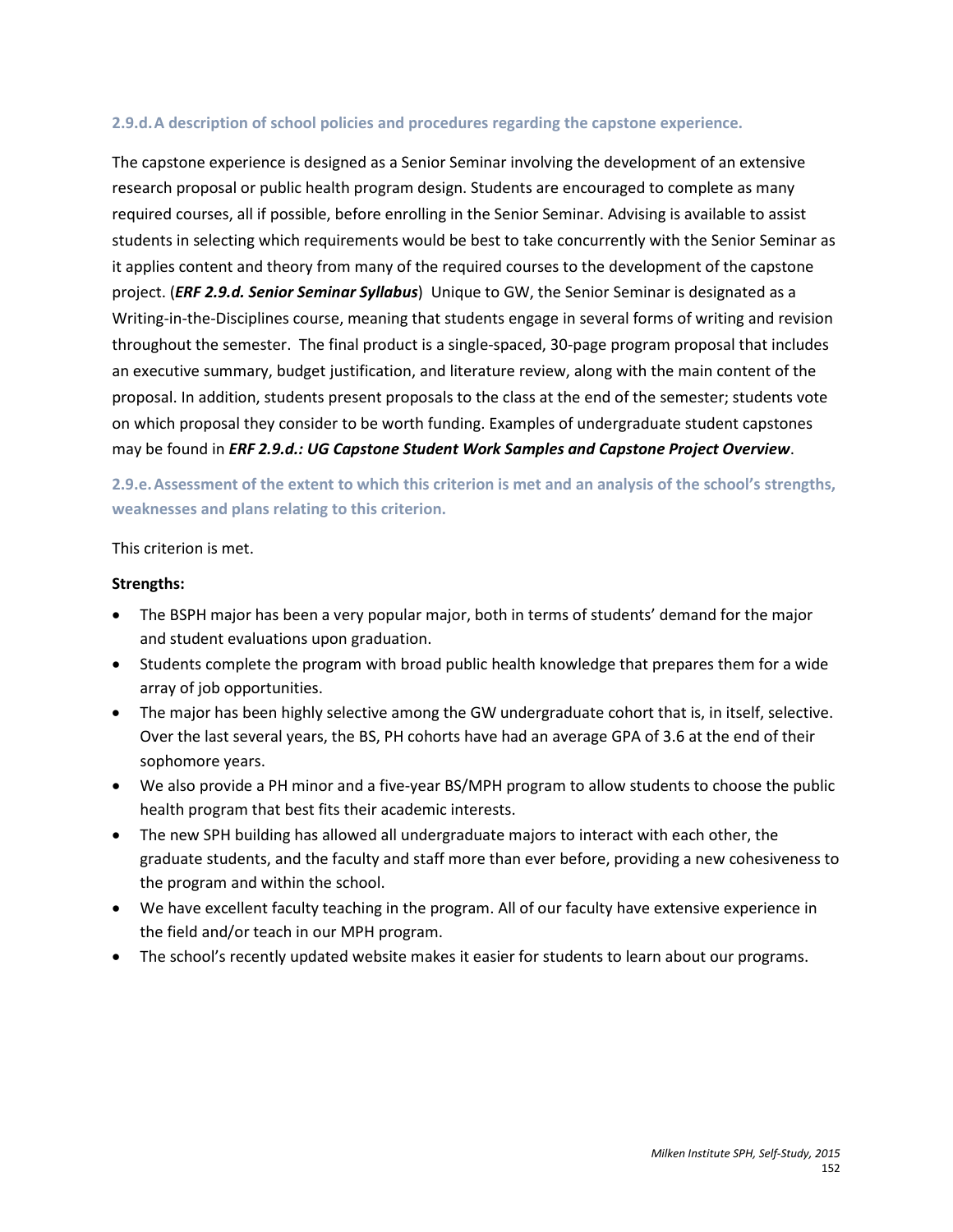### 2.9.d. A description of school policies and procedures regarding the capstone experience.

The capstone experience is designed as a Senior Seminar involving the development of an extensive research proposal or public health program design. Students are encouraged to complete as many required courses, all if possible, before enrolling in the Senior Seminar. Advising is available to assist students in selecting which requirements would be best to take concurrently with the Senior Seminar as it applies content and theory from many of the required courses to the development of the capstone project. (***ERF 2.9.d. Senior Seminar Syllabus***) Unique to GW, the Senior Seminar is designated as a Writing-in-the-Disciplines course, meaning that students engage in several forms of writing and revision throughout the semester. The final product is a single-spaced, 30-page program proposal that includes an executive summary, budget justification, and literature review, along with the main content of the proposal. In addition, students present proposals to the class at the end of the semester; students vote on which proposal they consider to be worth funding. Examples of undergraduate student capstones may be found in ***ERF 2.9.d.: UG Capstone Student Work Samples and Capstone Project Overview***.

### 2.9.e. Assessment of the extent to which this criterion is met and an analysis of the school's strengths, weaknesses and plans relating to this criterion.

This criterion is met.

**Strengths:**

- The BSPH major has been a very popular major, both in terms of students' demand for the major and student evaluations upon graduation.
- Students complete the program with broad public health knowledge that prepares them for a wide array of job opportunities.
- The major has been highly selective among the GW undergraduate cohort that is, in itself, selective. Over the last several years, the BS, PH cohorts have had an average GPA of 3.6 at the end of their sophomore years.
- We also provide a PH minor and a five-year BS/MPH program to allow students to choose the public health program that best fits their academic interests.
- The new SPH building has allowed all undergraduate majors to interact with each other, the graduate students, and the faculty and staff more than ever before, providing a new cohesiveness to the program and within the school.
- We have excellent faculty teaching in the program. All of our faculty have extensive experience in the field and/or teach in our MPH program.
- The school's recently updated website makes it easier for students to learn about our programs.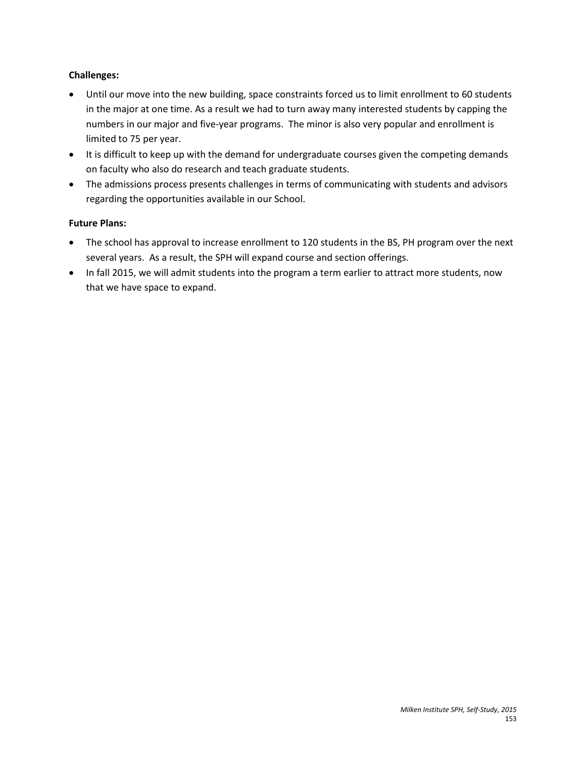**Challenges:**

- Until our move into the new building, space constraints forced us to limit enrollment to 60 students in the major at one time. As a result we had to turn away many interested students by capping the numbers in our major and five-year programs. The minor is also very popular and enrollment is limited to 75 per year.
- It is difficult to keep up with the demand for undergraduate courses given the competing demands on faculty who also do research and teach graduate students.
- The admissions process presents challenges in terms of communicating with students and advisors regarding the opportunities available in our School.

**Future Plans:**

- The school has approval to increase enrollment to 120 students in the BS, PH program over the next several years. As a result, the SPH will expand course and section offerings.
- In fall 2015, we will admit students into the program a term earlier to attract more students, now that we have space to expand.